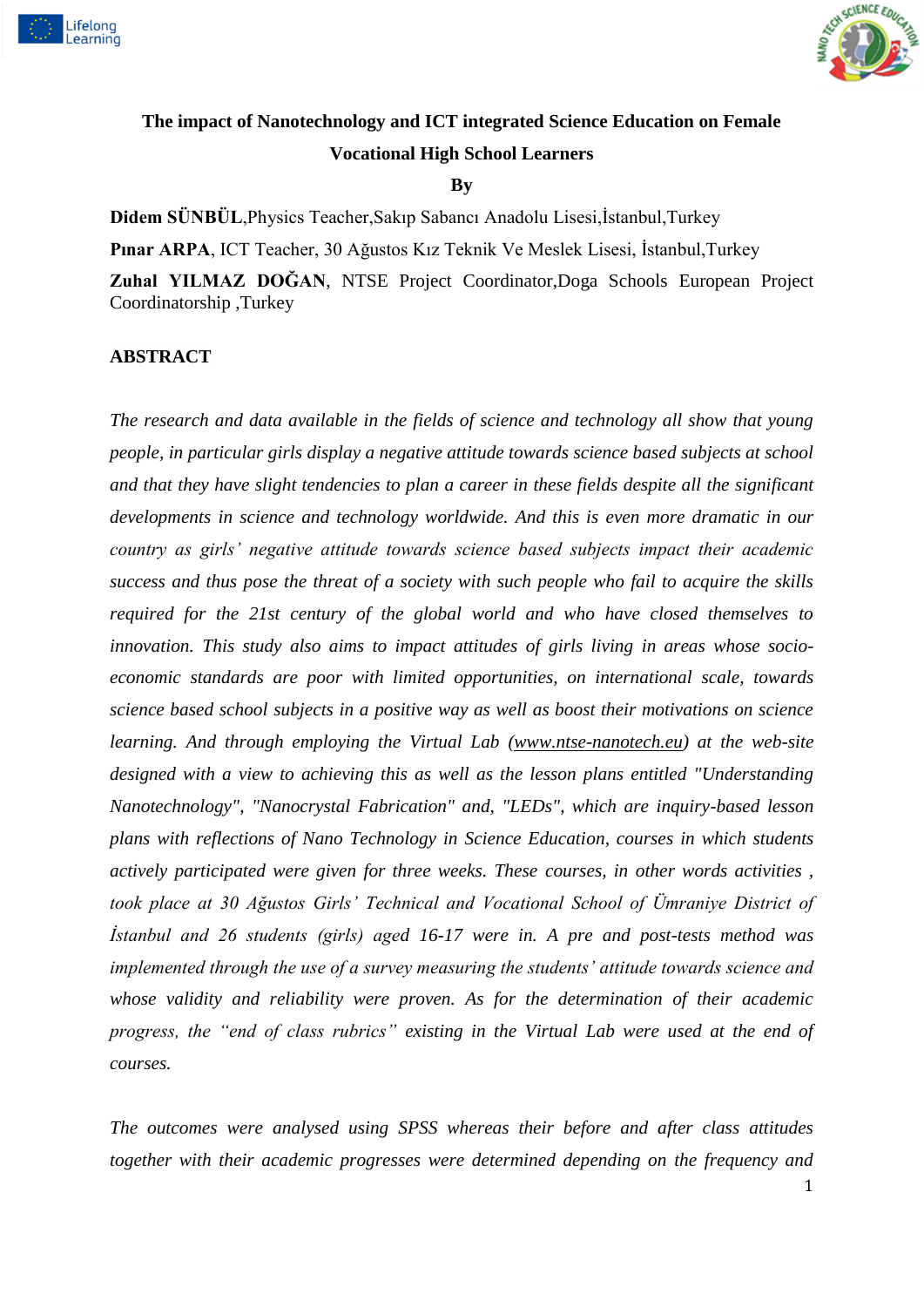**The impact of Nanotechnology and ICT integrated Science Education on Female Vocational High School Learners**

**By**

**Didem SÜNBÜL**,Physics Teacher,Sakıp Sabancı Anadolu Lisesi,İstanbul,Turkey

**Pınar ARPA**, ICT Teacher, 30 Ağustos Kız Teknik Ve Meslek Lisesi, İstanbul,Turkey

**Zuhal YILMAZ DOĞAN**, NTSE Project Coordinator,Doga Schools European Project Coordinatorship ,Turkey

## ABSTRACT

*The research and data available in the fields of science and technology all show that young people, in particular girls display a negative attitude towards science based subjects at school and that they have slight tendencies to plan a career in these fields despite all the significant developments in science and technology worldwide. And this is even more dramatic in our country as girls' negative attitude towards science based subjects impact their academic success and thus pose the threat of a society with such people who fail to acquire the skills required for the 21st century of the global world and who have closed themselves to innovation. This study also aims to impact attitudes of girls living in areas whose socio-economic standards are poor with limited opportunities, on international scale, towards science based school subjects in a positive way as well as boost their motivations on science learning. And through employing the Virtual Lab (www.ntse-nanotech.eu) at the web-site designed with a view to achieving this as well as the lesson plans entitled "Understanding Nanotechnology", "Nanocrystal Fabrication" and, "LEDs", which are inquiry-based lesson plans with reflections of Nano Technology in Science Education, courses in which students actively participated were given for three weeks. These courses, in other words activities , took place at 30 Ağustos Girls' Technical and Vocational School of Ümraniye District of İstanbul and 26 students (girls) aged 16-17 were in. A pre and post-tests method was implemented through the use of a survey measuring the students' attitude towards science and whose validity and reliability were proven. As for the determination of their academic progress, the "end of class rubrics" existing in the Virtual Lab were used at the end of courses.*

*The outcomes were analysed using SPSS whereas their before and after class attitudes together with their academic progresses were determined depending on the frequency and*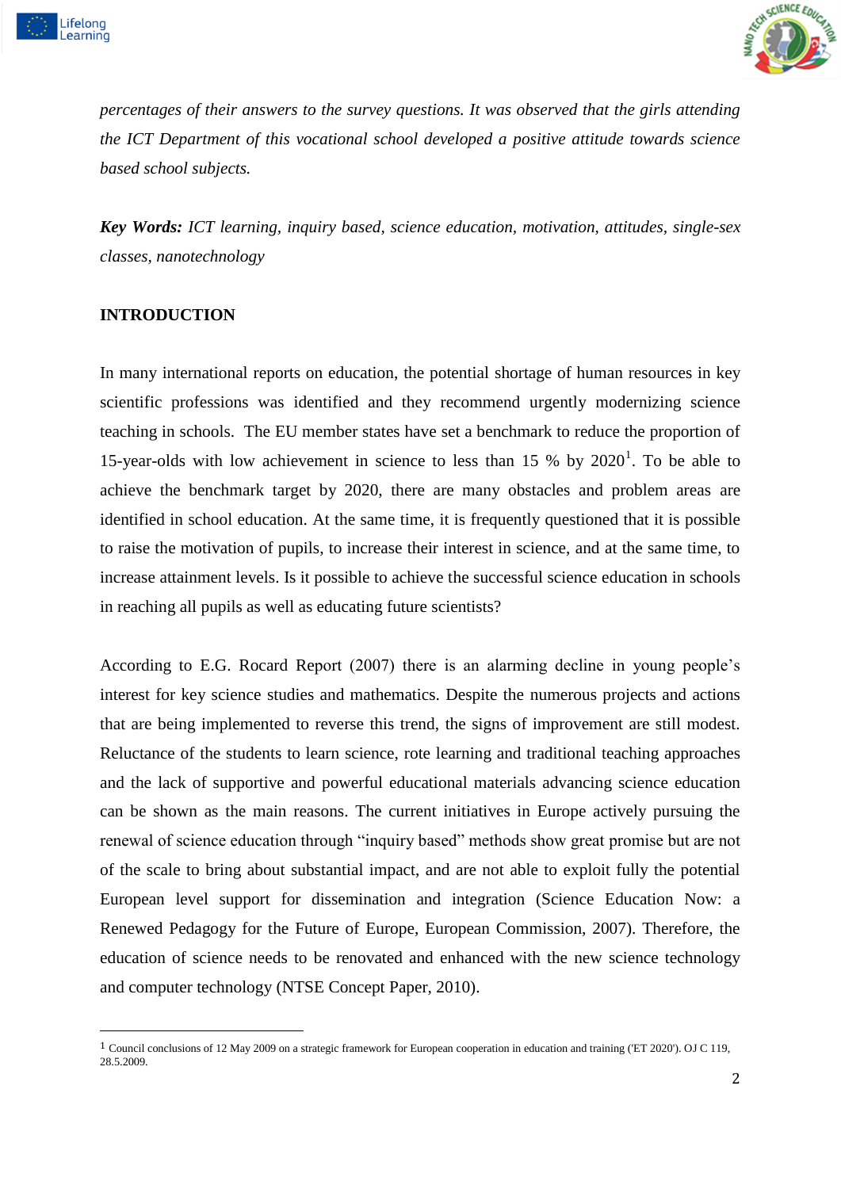*percentages of their answers to the survey questions. It was observed that the girls attending the ICT Department of this vocational school developed a positive attitude towards science based school subjects.*

***Key Words:*** *ICT learning, inquiry based, science education, motivation, attitudes, single-sex classes, nanotechnology*

## INTRODUCTION

In many international reports on education, the potential shortage of human resources in key scientific professions was identified and they recommend urgently modernizing science teaching in schools. The EU member states have set a benchmark to reduce the proportion of 15-year-olds with low achievement in science to less than 15 % by 2020[1]. To be able to achieve the benchmark target by 2020, there are many obstacles and problem areas are identified in school education. At the same time, it is frequently questioned that it is possible to raise the motivation of pupils, to increase their interest in science, and at the same time, to increase attainment levels. Is it possible to achieve the successful science education in schools in reaching all pupils as well as educating future scientists?

According to E.G. Rocard Report (2007) there is an alarming decline in young people's interest for key science studies and mathematics. Despite the numerous projects and actions that are being implemented to reverse this trend, the signs of improvement are still modest. Reluctance of the students to learn science, rote learning and traditional teaching approaches and the lack of supportive and powerful educational materials advancing science education can be shown as the main reasons. The current initiatives in Europe actively pursuing the renewal of science education through "inquiry based" methods show great promise but are not of the scale to bring about substantial impact, and are not able to exploit fully the potential European level support for dissemination and integration (Science Education Now: a Renewed Pedagogy for the Future of Europe, European Commission, 2007). Therefore, the education of science needs to be renovated and enhanced with the new science technology and computer technology (NTSE Concept Paper, 2010).

---

[1] Council conclusions of 12 May 2009 on a strategic framework for European cooperation in education and training ('ET 2020'). OJ C 119, 28.5.2009.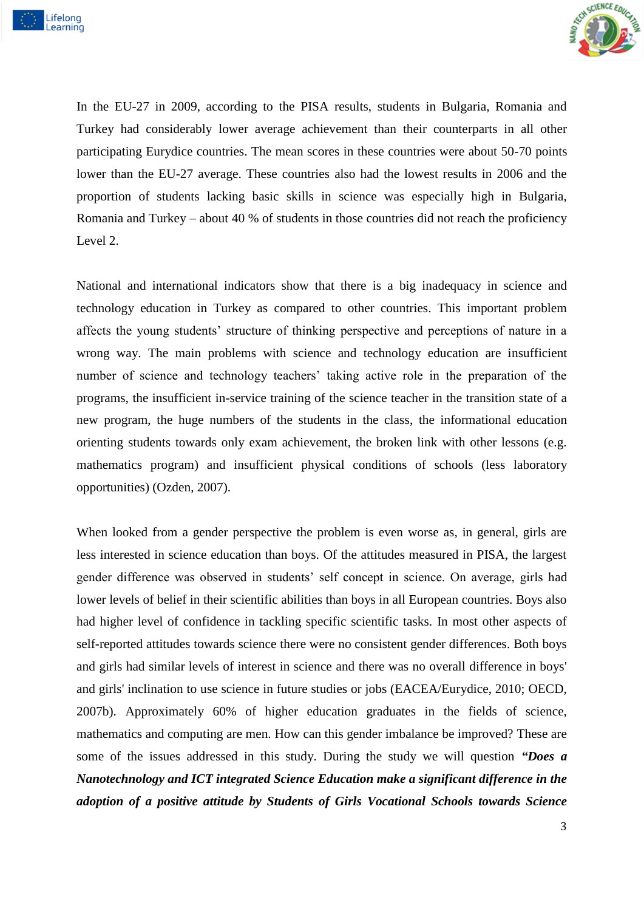In the EU-27 in 2009, according to the PISA results, students in Bulgaria, Romania and Turkey had considerably lower average achievement than their counterparts in all other participating Eurydice countries. The mean scores in these countries were about 50-70 points lower than the EU-27 average. These countries also had the lowest results in 2006 and the proportion of students lacking basic skills in science was especially high in Bulgaria, Romania and Turkey – about 40 % of students in those countries did not reach the proficiency Level 2.

National and international indicators show that there is a big inadequacy in science and technology education in Turkey as compared to other countries. This important problem affects the young students' structure of thinking perspective and perceptions of nature in a wrong way. The main problems with science and technology education are insufficient number of science and technology teachers' taking active role in the preparation of the programs, the insufficient in-service training of the science teacher in the transition state of a new program, the huge numbers of the students in the class, the informational education orienting students towards only exam achievement, the broken link with other lessons (e.g. mathematics program) and insufficient physical conditions of schools (less laboratory opportunities) (Ozden, 2007).

When looked from a gender perspective the problem is even worse as, in general, girls are less interested in science education than boys. Of the attitudes measured in PISA, the largest gender difference was observed in students' self concept in science. On average, girls had lower levels of belief in their scientific abilities than boys in all European countries. Boys also had higher level of confidence in tackling specific scientific tasks. In most other aspects of self-reported attitudes towards science there were no consistent gender differences. Both boys and girls had similar levels of interest in science and there was no overall difference in boys' and girls' inclination to use science in future studies or jobs (EACEA/Eurydice, 2010; OECD, 2007b). Approximately 60% of higher education graduates in the fields of science, mathematics and computing are men. How can this gender imbalance be improved? These are some of the issues addressed in this study. During the study we will question ***"Does a Nanotechnology and ICT integrated Science Education make a significant difference in the adoption of a positive attitude by Students of Girls Vocational Schools towards Science***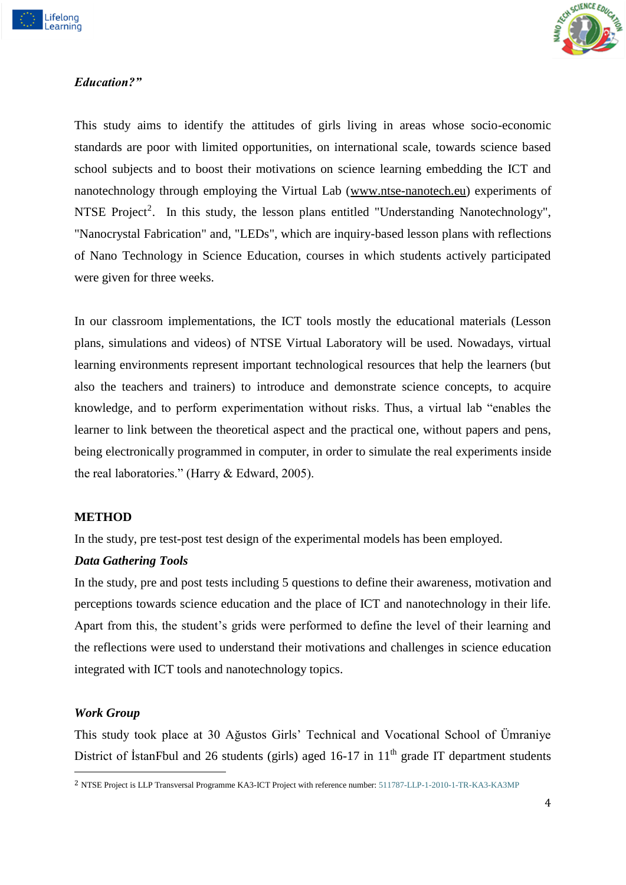***Education?”***

This study aims to identify the attitudes of girls living in areas whose socio-economic standards are poor with limited opportunities, on international scale, towards science based school subjects and to boost their motivations on science learning embedding the ICT and nanotechnology through employing the Virtual Lab (www.ntse-nanotech.eu) experiments of NTSE Project[2]. In this study, the lesson plans entitled "Understanding Nanotechnology", "Nanocrystal Fabrication" and, "LEDs", which are inquiry-based lesson plans with reflections of Nano Technology in Science Education, courses in which students actively participated were given for three weeks.

In our classroom implementations, the ICT tools mostly the educational materials (Lesson plans, simulations and videos) of NTSE Virtual Laboratory will be used. Nowadays, virtual learning environments represent important technological resources that help the learners (but also the teachers and trainers) to introduce and demonstrate science concepts, to acquire knowledge, and to perform experimentation without risks. Thus, a virtual lab “enables the learner to link between the theoretical aspect and the practical one, without papers and pens, being electronically programmed in computer, in order to simulate the real experiments inside the real laboratories.” (Harry & Edward, 2005).

**METHOD**

In the study, pre test-post test design of the experimental models has been employed.

***Data Gathering Tools***

In the study, pre and post tests including 5 questions to define their awareness, motivation and perceptions towards science education and the place of ICT and nanotechnology in their life. Apart from this, the student’s grids were performed to define the level of their learning and the reflections were used to understand their motivations and challenges in science education integrated with ICT tools and nanotechnology topics.

***Work Group***

This study took place at 30 Ağustos Girls’ Technical and Vocational School of Ümraniye District of İstanFbul and 26 students (girls) aged 16-17 in 11th grade IT department students

---

[2] NTSE Project is LLP Transversal Programme KA3-ICT Project with reference number: 511787-LLP-1-2010-1-TR-KA3-KA3MP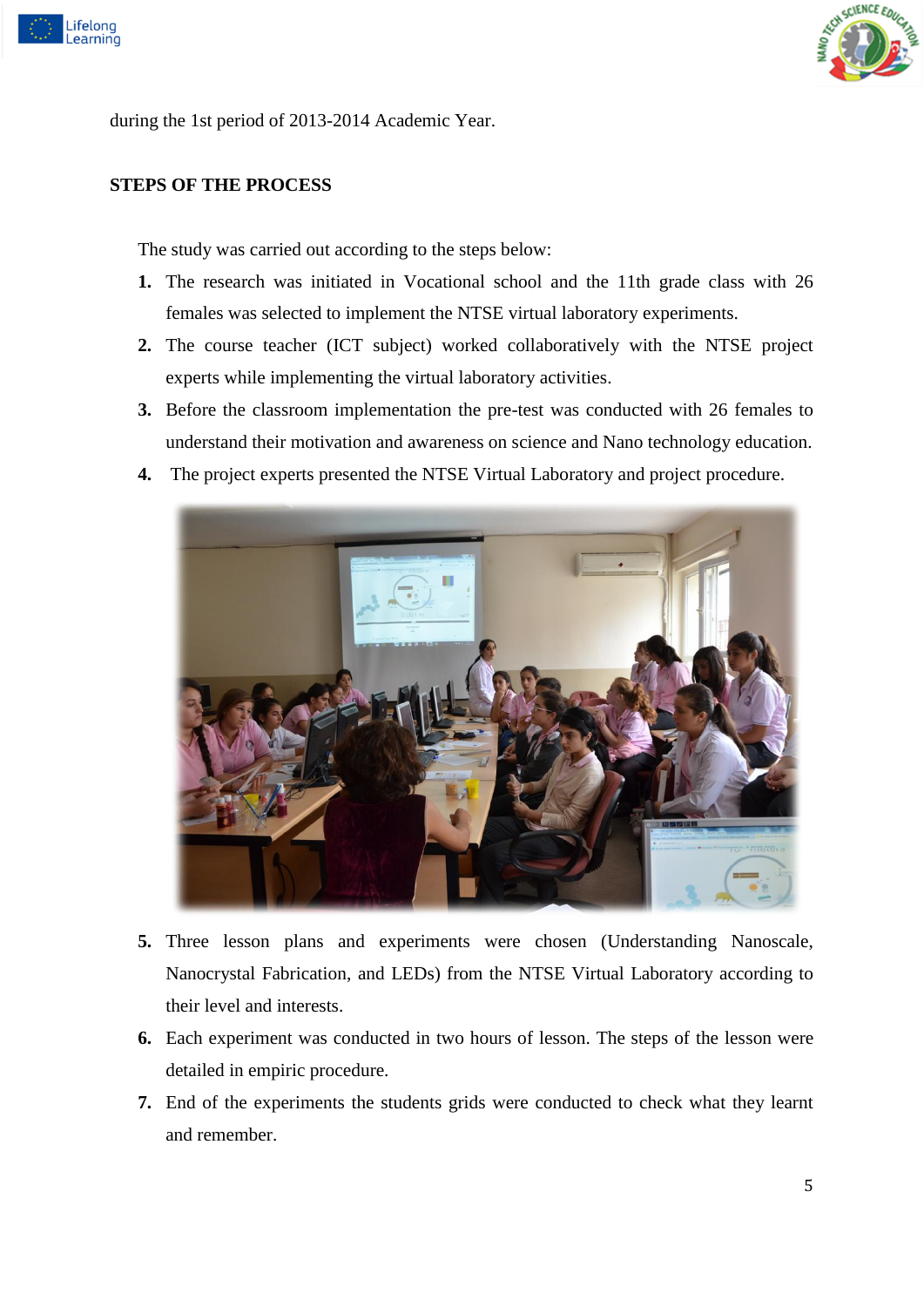during the 1st period of 2013-2014 Academic Year.

**STEPS OF THE PROCESS**

The study was carried out according to the steps below:

1. The research was initiated in Vocational school and the 11th grade class with 26 females was selected to implement the NTSE virtual laboratory experiments.
2. The course teacher (ICT subject) worked collaboratively with the NTSE project experts while implementing the virtual laboratory activities.
3. Before the classroom implementation the pre-test was conducted with 26 females to understand their motivation and awareness on science and Nano technology education.
4. The project experts presented the NTSE Virtual Laboratory and project procedure.
5. Three lesson plans and experiments were chosen (Understanding Nanoscale, Nanocrystal Fabrication, and LEDs) from the NTSE Virtual Laboratory according to their level and interests.
6. Each experiment was conducted in two hours of lesson. The steps of the lesson were detailed in empiric procedure.
7. End of the experiments the students grids were conducted to check what they learnt and remember.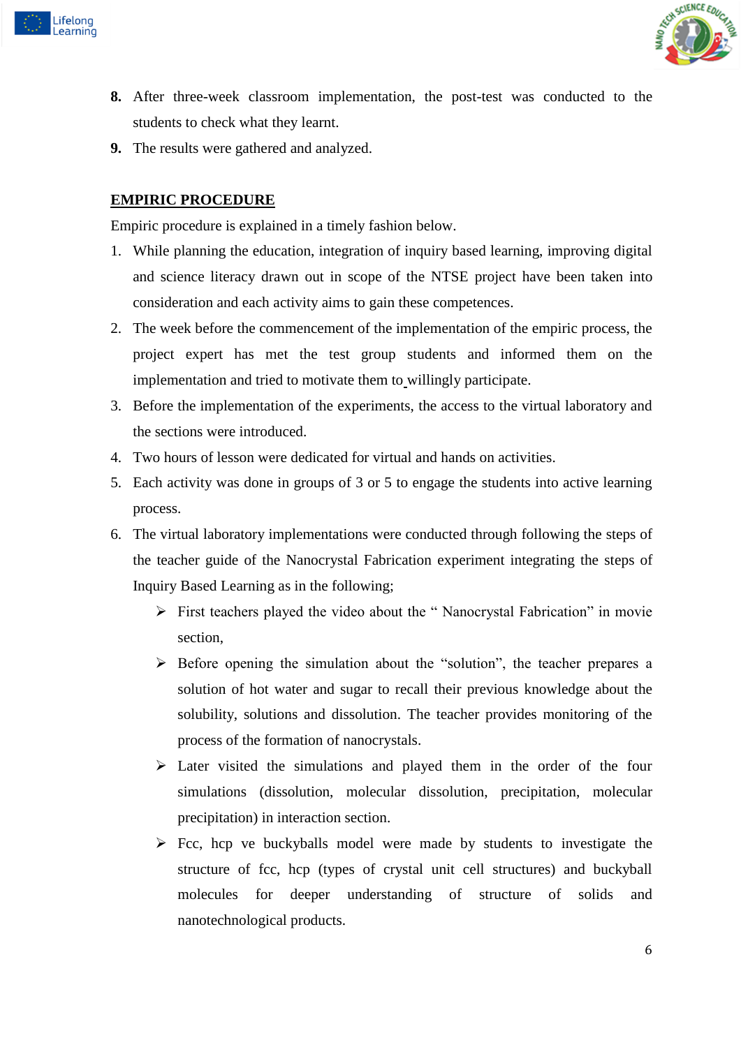8. After three-week classroom implementation, the post-test was conducted to the students to check what they learnt.
9. The results were gathered and analyzed.

**EMPIRIC PROCEDURE**

Empiric procedure is explained in a timely fashion below.

1. While planning the education, integration of inquiry based learning, improving digital and science literacy drawn out in scope of the NTSE project have been taken into consideration and each activity aims to gain these competences.
2. The week before the commencement of the implementation of the empiric process, the project expert has met the test group students and informed them on the implementation and tried to motivate them to willingly participate.
3. Before the implementation of the experiments, the access to the virtual laboratory and the sections were introduced.
4. Two hours of lesson were dedicated for virtual and hands on activities.
5. Each activity was done in groups of 3 or 5 to engage the students into active learning process.
6. The virtual laboratory implementations were conducted through following the steps of the teacher guide of the Nanocrystal Fabrication experiment integrating the steps of Inquiry Based Learning as in the following;
   - First teachers played the video about the " Nanocrystal Fabrication" in movie section,
   - Before opening the simulation about the "solution", the teacher prepares a solution of hot water and sugar to recall their previous knowledge about the solubility, solutions and dissolution. The teacher provides monitoring of the process of the formation of nanocrystals.
   - Later visited the simulations and played them in the order of the four simulations (dissolution, molecular dissolution, precipitation, molecular precipitation) in interaction section.
   - Fcc, hcp ve buckyballs model were made by students to investigate the structure of fcc, hcp (types of crystal unit cell structures) and buckyball molecules for deeper understanding of structure of solids and nanotechnological products.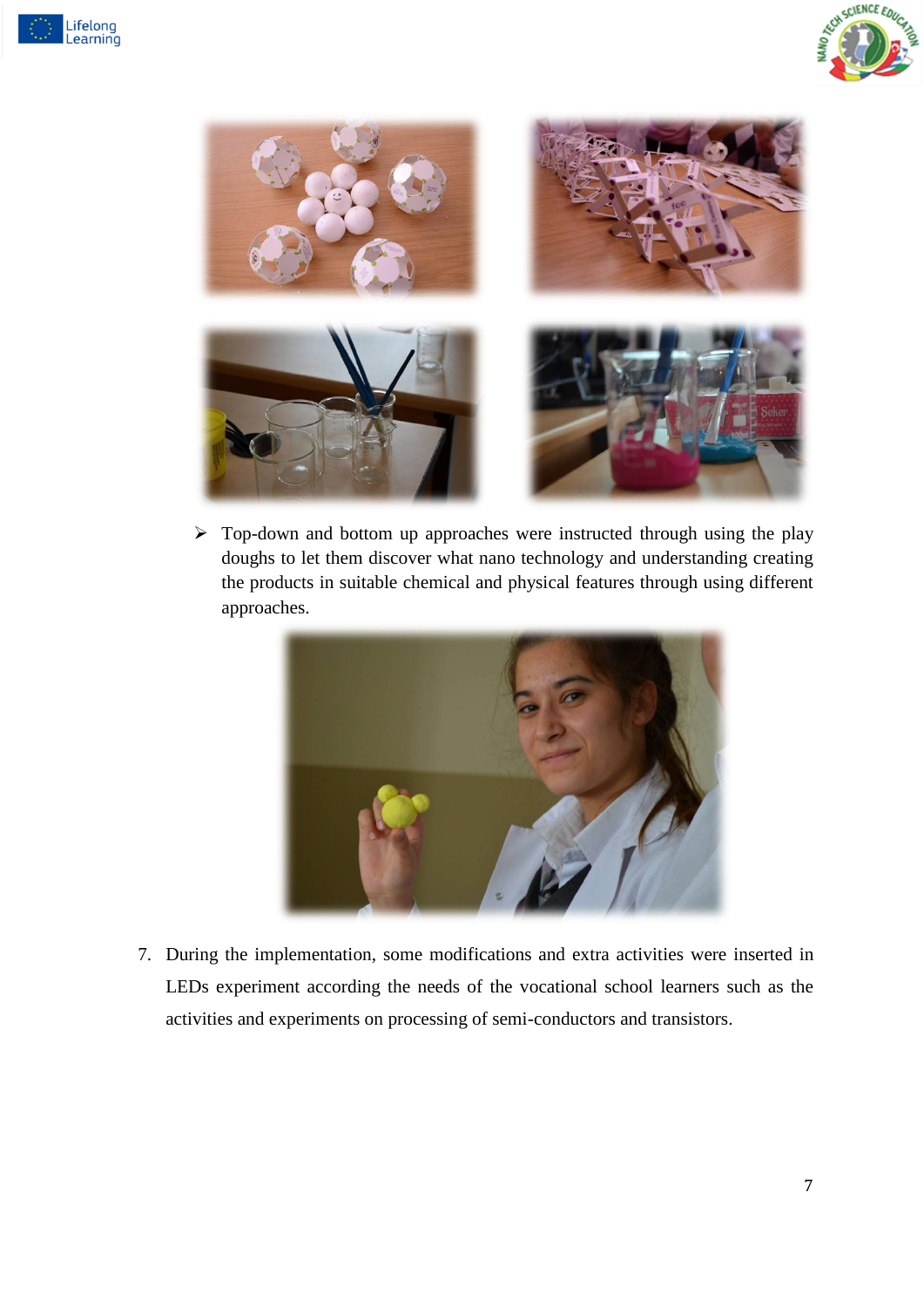- Top-down and bottom up approaches were instructed through using the play doughs to let them discover what nano technology and understanding creating the products in suitable chemical and physical features through using different approaches.

7. During the implementation, some modifications and extra activities were inserted in LEDs experiment according the needs of the vocational school learners such as the activities and experiments on processing of semi-conductors and transistors.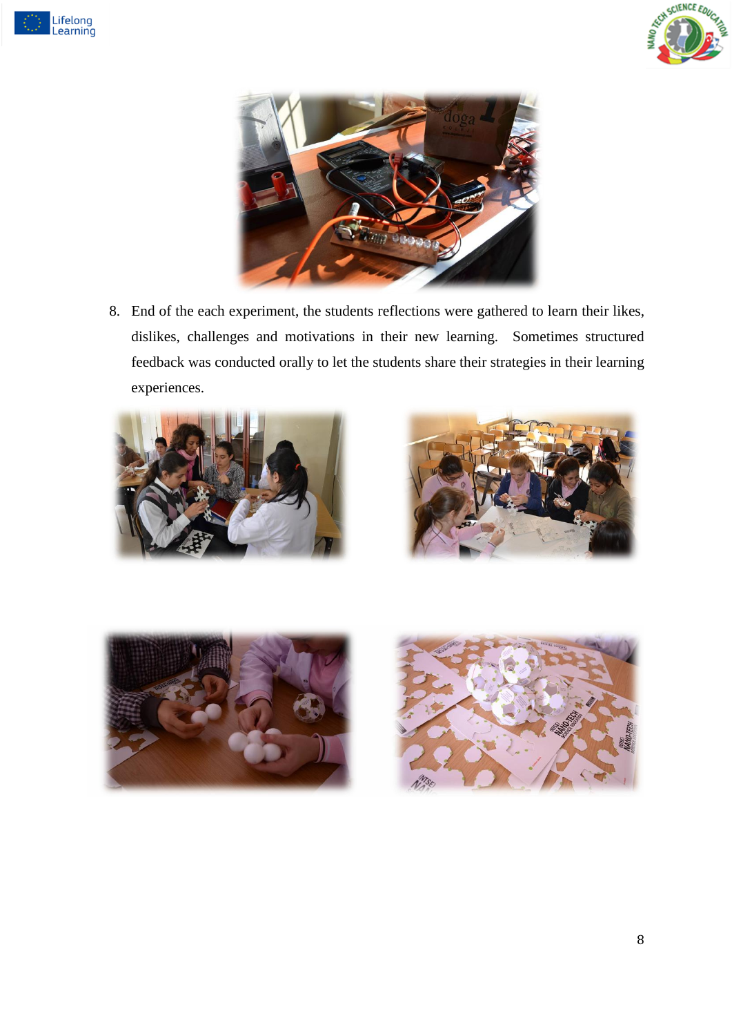8. End of the each experiment, the students reflections were gathered to learn their likes, dislikes, challenges and motivations in their new learning.  Sometimes structured feedback was conducted orally to let the students share their strategies in their learning experiences.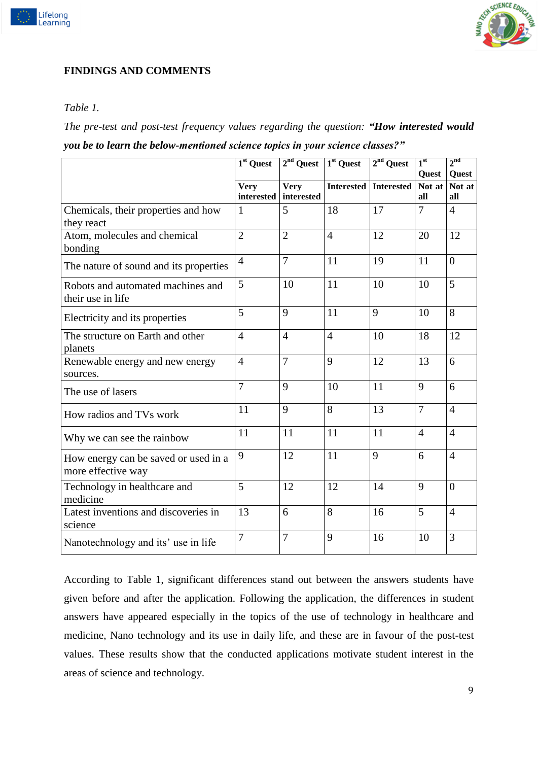## FINDINGS AND COMMENTS

*Table 1.*

*The pre-test and post-test frequency values regarding the question: **"How interested would you be to learn the below-mentioned science topics in your science classes?"***

| | 1st Quest | 2nd Quest | 1st Quest | 2nd Quest | 1st Quest | 2nd Quest |
|---|---|---|---|---|---|---|
| | **Very interested** | **Very interested** | **Interested** | **Interested** | **Not at all** | **Not at all** |
| Chemicals, their properties and how they react | 1 | 5 | 18 | 17 | 7 | 4 |
| Atom, molecules and chemical bonding | 2 | 2 | 4 | 12 | 20 | 12 |
| The nature of sound and its properties | 4 | 7 | 11 | 19 | 11 | 0 |
| Robots and automated machines and their use in life | 5 | 10 | 11 | 10 | 10 | 5 |
| Electricity and its properties | 5 | 9 | 11 | 9 | 10 | 8 |
| The structure on Earth and other planets | 4 | 4 | 4 | 10 | 18 | 12 |
| Renewable energy and new energy sources. | 4 | 7 | 9 | 12 | 13 | 6 |
| The use of lasers | 7 | 9 | 10 | 11 | 9 | 6 |
| How radios and TVs work | 11 | 9 | 8 | 13 | 7 | 4 |
| Why we can see the rainbow | 11 | 11 | 11 | 11 | 4 | 4 |
| How energy can be saved or used in a more effective way | 9 | 12 | 11 | 9 | 6 | 4 |
| Technology in healthcare and medicine | 5 | 12 | 12 | 14 | 9 | 0 |
| Latest inventions and discoveries in science | 13 | 6 | 8 | 16 | 5 | 4 |
| Nanotechnology and its' use in life | 7 | 7 | 9 | 16 | 10 | 3 |

According to Table 1, significant differences stand out between the answers students have given before and after the application. Following the application, the differences in student answers have appeared especially in the topics of the use of technology in healthcare and medicine, Nano technology and its use in daily life, and these are in favour of the post-test values. These results show that the conducted applications motivate student interest in the areas of science and technology.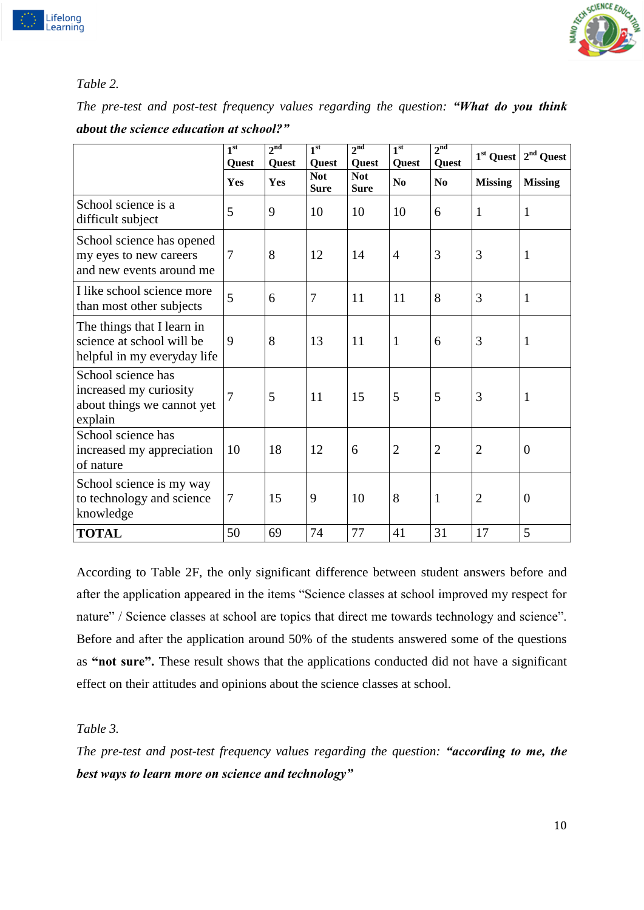*Table 2.*

*The pre-test and post-test frequency values regarding the question: **“What do you think about the science education at school?”***

| | 1st Quest | 2nd Quest | 1st Quest | 2nd Quest | 1st Quest | 2nd Quest | 1st Quest | 2nd Quest |
|---|---|---|---|---|---|---|---|---|
| | **Yes** | **Yes** | **Not Sure** | **Not Sure** | **No** | **No** | **Missing** | **Missing** |
| School science is a difficult subject | 5 | 9 | 10 | 10 | 10 | 6 | 1 | 1 |
| School science has opened my eyes to new careers and new events around me | 7 | 8 | 12 | 14 | 4 | 3 | 3 | 1 |
| I like school science more than most other subjects | 5 | 6 | 7 | 11 | 11 | 8 | 3 | 1 |
| The things that I learn in science at school will be helpful in my everyday life | 9 | 8 | 13 | 11 | 1 | 6 | 3 | 1 |
| School science has increased my curiosity about things we cannot yet explain | 7 | 5 | 11 | 15 | 5 | 5 | 3 | 1 |
| School science has increased my appreciation of nature | 10 | 18 | 12 | 6 | 2 | 2 | 2 | 0 |
| School science is my way to technology and science knowledge | 7 | 15 | 9 | 10 | 8 | 1 | 2 | 0 |
| **TOTAL** | 50 | 69 | 74 | 77 | 41 | 31 | 17 | 5 |

According to Table 2F, the only significant difference between student answers before and after the application appeared in the items “Science classes at school improved my respect for nature” / Science classes at school are topics that direct me towards technology and science”. Before and after the application around 50% of the students answered some of the questions as **“not sure”.** These result shows that the applications conducted did not have a significant effect on their attitudes and opinions about the science classes at school.

*Table 3.*

*The pre-test and post-test frequency values regarding the question: **“according to me, the best ways to learn more on science and technology”***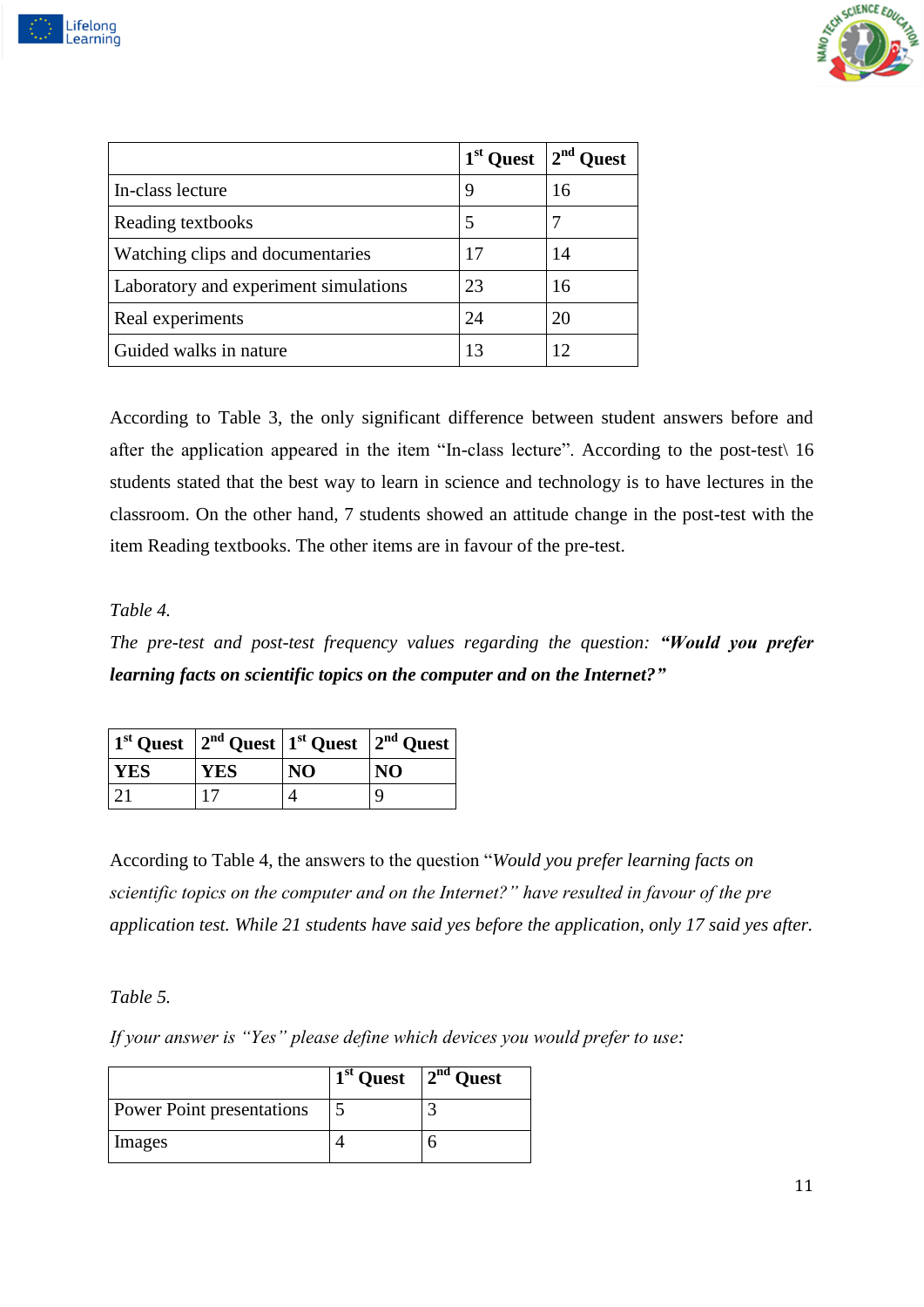| | 1st Quest | 2nd Quest |
|---|---|---|
| In-class lecture | 9 | 16 |
| Reading textbooks | 5 | 7 |
| Watching clips and documentaries | 17 | 14 |
| Laboratory and experiment simulations | 23 | 16 |
| Real experiments | 24 | 20 |
| Guided walks in nature | 13 | 12 |

According to Table 3, the only significant difference between student answers before and after the application appeared in the item "In-class lecture". According to the post-test\ 16 students stated that the best way to learn in science and technology is to have lectures in the classroom. On the other hand, 7 students showed an attitude change in the post-test with the item Reading textbooks. The other items are in favour of the pre-test.

*Table 4.*

*The pre-test and post-test frequency values regarding the question:* ***"Would you prefer learning facts on scientific topics on the computer and on the Internet?"***

| 1st Quest | 2nd Quest | 1st Quest | 2nd Quest |
|---|---|---|---|
| **YES** | **YES** | **NO** | **NO** |
| 21 | 17 | 4 | 9 |

According to Table 4, the answers to the question "*Would you prefer learning facts on scientific topics on the computer and on the Internet?" have resulted in favour of the pre application test. While 21 students have said yes before the application, only 17 said yes after.*

*Table 5.*

*If your answer is "Yes" please define which devices you would prefer to use:*

| | 1st Quest | 2nd Quest |
|---|---|---|
| Power Point presentations | 5 | 3 |
| Images | 4 | 6 |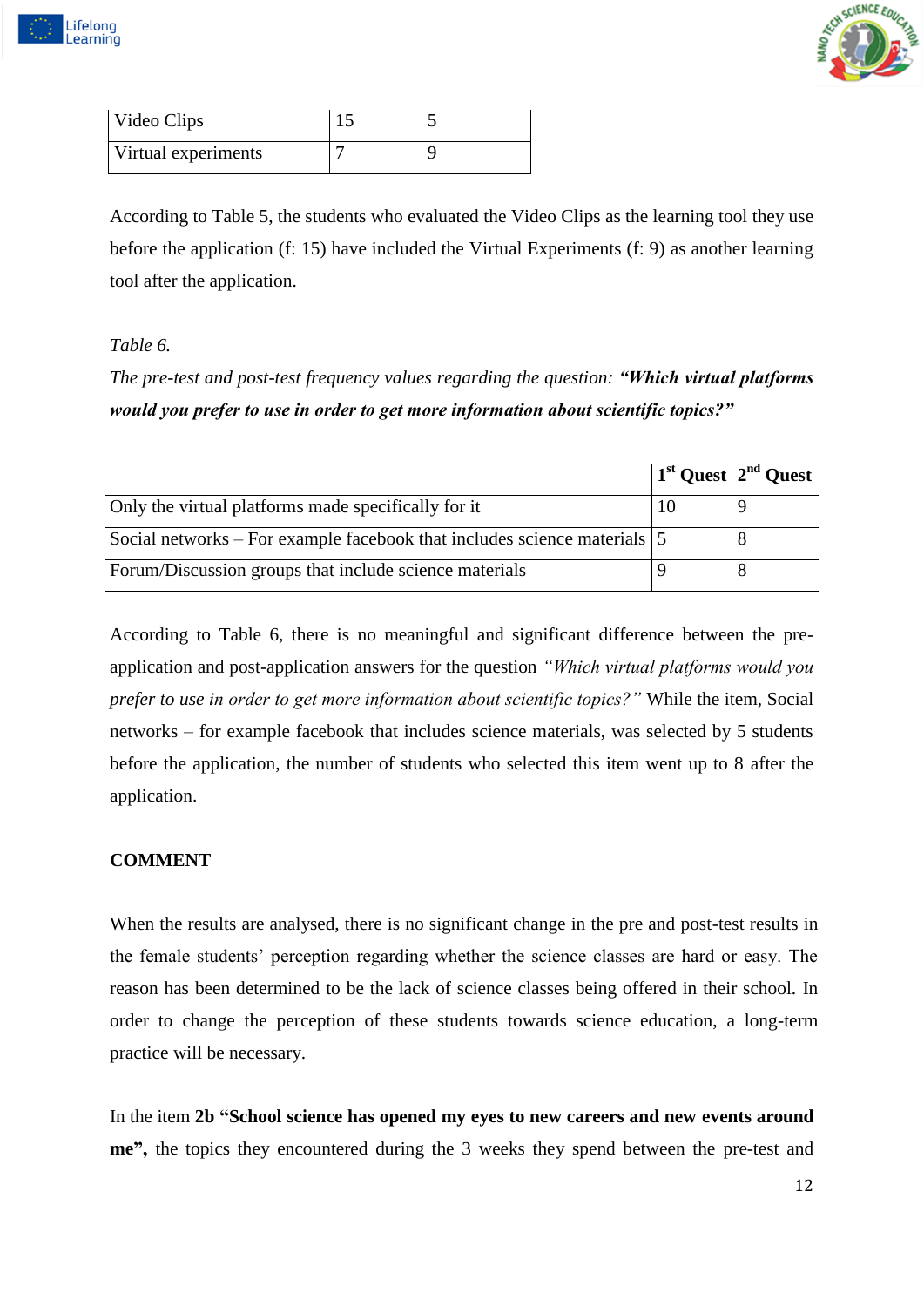| Video Clips | 15 | 5 |
|---|---|---|
| Virtual experiments | 7 | 9 |

According to Table 5, the students who evaluated the Video Clips as the learning tool they use before the application (f: 15) have included the Virtual Experiments (f: 9) as another learning tool after the application.

*Table 6.*

*The pre-test and post-test frequency values regarding the question:* ***"Which virtual platforms would you prefer to use in order to get more information about scientific topics?"***

| | **1st Quest** | **2nd Quest** |
|---|---|---|
| Only the virtual platforms made specifically for it | 10 | 9 |
| Social networks – For example facebook that includes science materials | 5 | 8 |
| Forum/Discussion groups that include science materials | 9 | 8 |

According to Table 6, there is no meaningful and significant difference between the pre-application and post-application answers for the question *"Which virtual platforms would you prefer to use in order to get more information about scientific topics?"* While the item, Social networks – for example facebook that includes science materials, was selected by 5 students before the application, the number of students who selected this item went up to 8 after the application.

**COMMENT**

When the results are analysed, there is no significant change in the pre and post-test results in the female students' perception regarding whether the science classes are hard or easy. The reason has been determined to be the lack of science classes being offered in their school. In order to change the perception of these students towards science education, a long-term practice will be necessary.

In the item **2b "School science has opened my eyes to new careers and new events around me",** the topics they encountered during the 3 weeks they spend between the pre-test and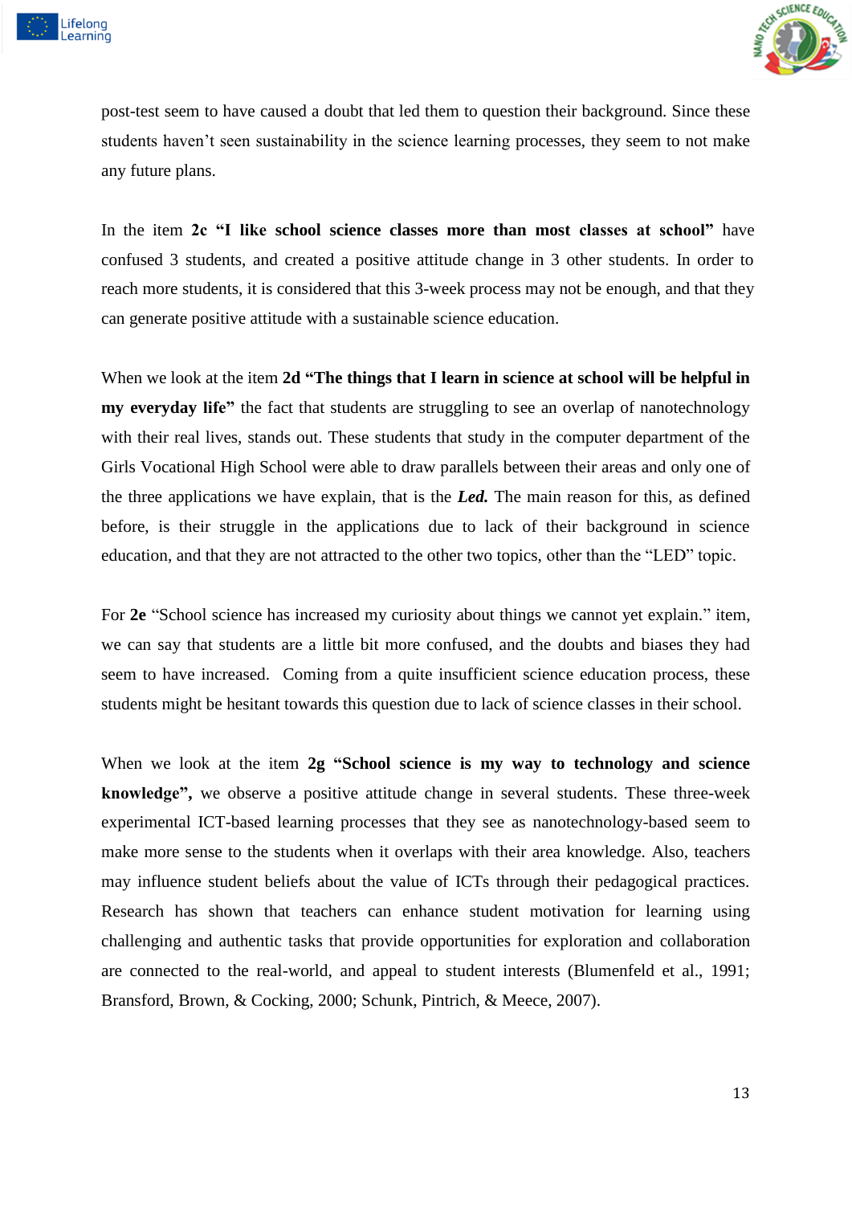post-test seem to have caused a doubt that led them to question their background. Since these students haven't seen sustainability in the science learning processes, they seem to not make any future plans.

In the item **2c "I like school science classes more than most classes at school"** have confused 3 students, and created a positive attitude change in 3 other students. In order to reach more students, it is considered that this 3-week process may not be enough, and that they can generate positive attitude with a sustainable science education.

When we look at the item **2d "The things that I learn in science at school will be helpful in my everyday life"** the fact that students are struggling to see an overlap of nanotechnology with their real lives, stands out. These students that study in the computer department of the Girls Vocational High School were able to draw parallels between their areas and only one of the three applications we have explain, that is the ***Led.*** The main reason for this, as defined before, is their struggle in the applications due to lack of their background in science education, and that they are not attracted to the other two topics, other than the "LED" topic.

For **2e** "School science has increased my curiosity about things we cannot yet explain." item, we can say that students are a little bit more confused, and the doubts and biases they had seem to have increased. Coming from a quite insufficient science education process, these students might be hesitant towards this question due to lack of science classes in their school.

When we look at the item **2g "School science is my way to technology and science knowledge",** we observe a positive attitude change in several students. These three-week experimental ICT-based learning processes that they see as nanotechnology-based seem to make more sense to the students when it overlaps with their area knowledge. Also, teachers may influence student beliefs about the value of ICTs through their pedagogical practices. Research has shown that teachers can enhance student motivation for learning using challenging and authentic tasks that provide opportunities for exploration and collaboration are connected to the real-world, and appeal to student interests (Blumenfeld et al., 1991; Bransford, Brown, & Cocking, 2000; Schunk, Pintrich, & Meece, 2007).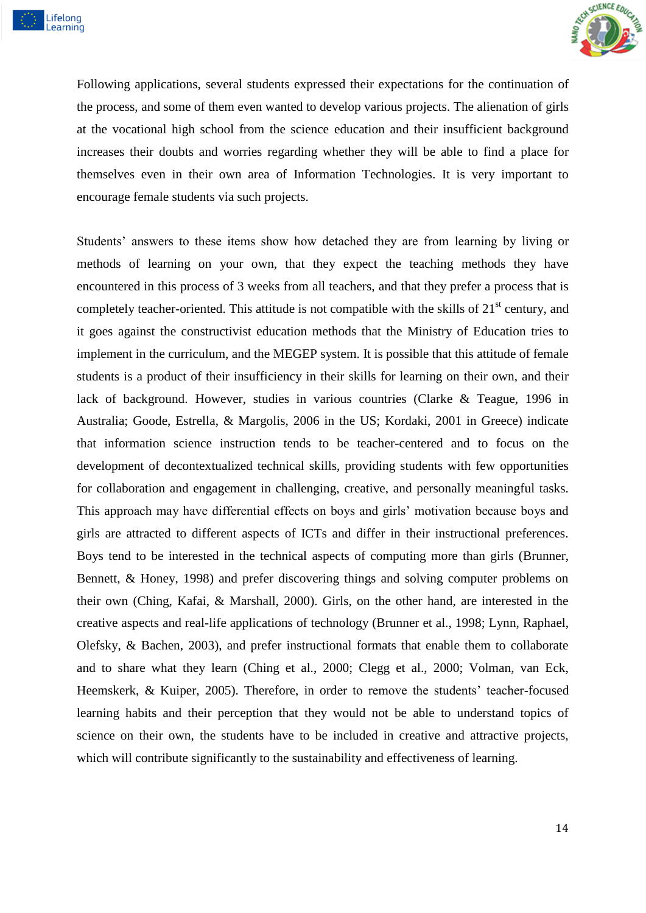Following applications, several students expressed their expectations for the continuation of the process, and some of them even wanted to develop various projects. The alienation of girls at the vocational high school from the science education and their insufficient background increases their doubts and worries regarding whether they will be able to find a place for themselves even in their own area of Information Technologies. It is very important to encourage female students via such projects.

Students' answers to these items show how detached they are from learning by living or methods of learning on your own, that they expect the teaching methods they have encountered in this process of 3 weeks from all teachers, and that they prefer a process that is completely teacher-oriented. This attitude is not compatible with the skills of 21st century, and it goes against the constructivist education methods that the Ministry of Education tries to implement in the curriculum, and the MEGEP system. It is possible that this attitude of female students is a product of their insufficiency in their skills for learning on their own, and their lack of background. However, studies in various countries (Clarke & Teague, 1996 in Australia; Goode, Estrella, & Margolis, 2006 in the US; Kordaki, 2001 in Greece) indicate that information science instruction tends to be teacher-centered and to focus on the development of decontextualized technical skills, providing students with few opportunities for collaboration and engagement in challenging, creative, and personally meaningful tasks. This approach may have differential effects on boys and girls' motivation because boys and girls are attracted to different aspects of ICTs and differ in their instructional preferences. Boys tend to be interested in the technical aspects of computing more than girls (Brunner, Bennett, & Honey, 1998) and prefer discovering things and solving computer problems on their own (Ching, Kafai, & Marshall, 2000). Girls, on the other hand, are interested in the creative aspects and real-life applications of technology (Brunner et al., 1998; Lynn, Raphael, Olefsky, & Bachen, 2003), and prefer instructional formats that enable them to collaborate and to share what they learn (Ching et al., 2000; Clegg et al., 2000; Volman, van Eck, Heemskerk, & Kuiper, 2005). Therefore, in order to remove the students' teacher-focused learning habits and their perception that they would not be able to understand topics of science on their own, the students have to be included in creative and attractive projects, which will contribute significantly to the sustainability and effectiveness of learning.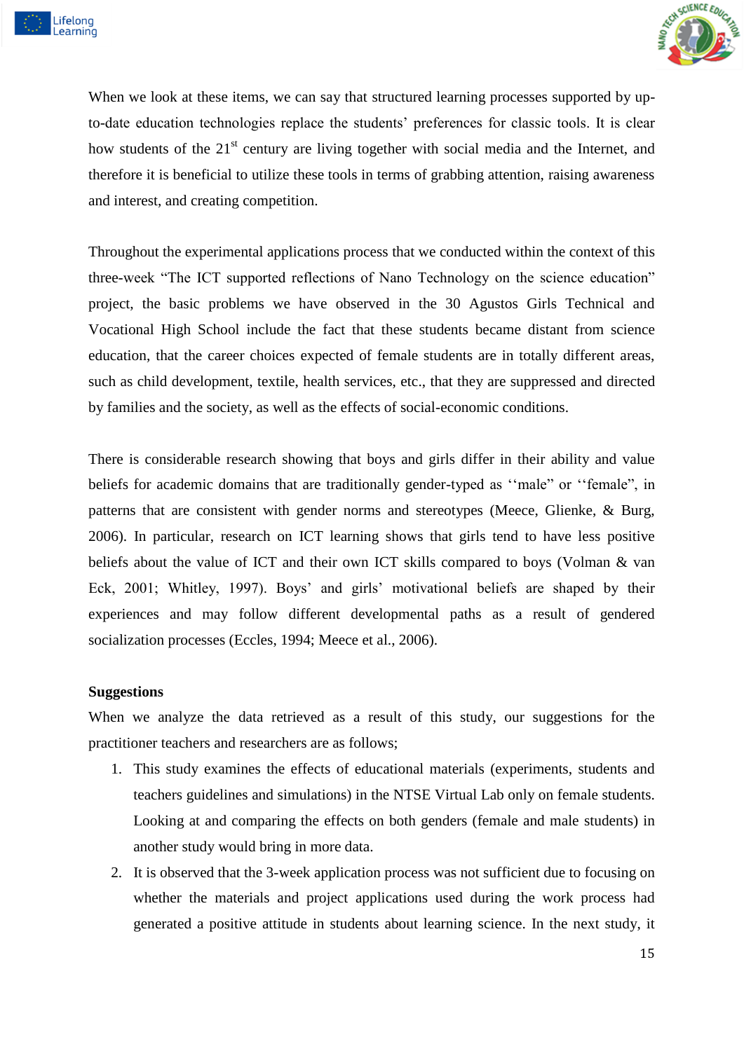When we look at these items, we can say that structured learning processes supported by up-to-date education technologies replace the students' preferences for classic tools. It is clear how students of the 21st century are living together with social media and the Internet, and therefore it is beneficial to utilize these tools in terms of grabbing attention, raising awareness and interest, and creating competition.

Throughout the experimental applications process that we conducted within the context of this three-week "The ICT supported reflections of Nano Technology on the science education" project, the basic problems we have observed in the 30 Agustos Girls Technical and Vocational High School include the fact that these students became distant from science education, that the career choices expected of female students are in totally different areas, such as child development, textile, health services, etc., that they are suppressed and directed by families and the society, as well as the effects of social-economic conditions.

There is considerable research showing that boys and girls differ in their ability and value beliefs for academic domains that are traditionally gender-typed as ''male" or ''female", in patterns that are consistent with gender norms and stereotypes (Meece, Glienke, & Burg, 2006). In particular, research on ICT learning shows that girls tend to have less positive beliefs about the value of ICT and their own ICT skills compared to boys (Volman & van Eck, 2001; Whitley, 1997). Boys' and girls' motivational beliefs are shaped by their experiences and may follow different developmental paths as a result of gendered socialization processes (Eccles, 1994; Meece et al., 2006).

**Suggestions**

When we analyze the data retrieved as a result of this study, our suggestions for the practitioner teachers and researchers are as follows;

1. This study examines the effects of educational materials (experiments, students and teachers guidelines and simulations) in the NTSE Virtual Lab only on female students. Looking at and comparing the effects on both genders (female and male students) in another study would bring in more data.
2. It is observed that the 3-week application process was not sufficient due to focusing on whether the materials and project applications used during the work process had generated a positive attitude in students about learning science. In the next study, it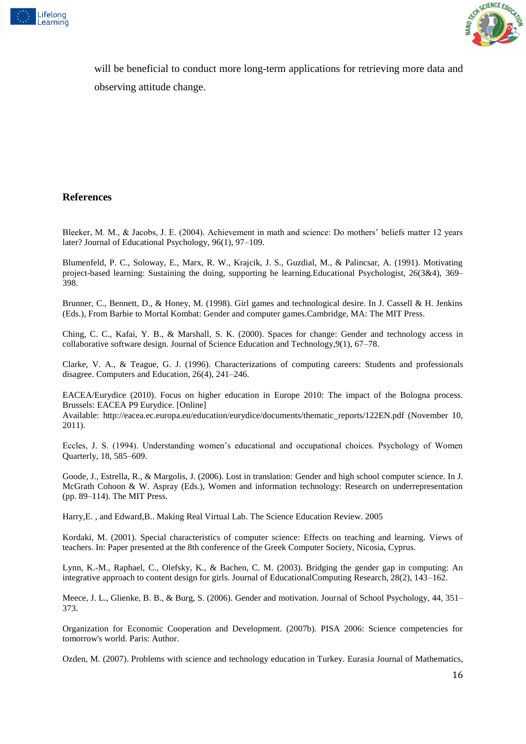will be beneficial to conduct more long-term applications for retrieving more data and observing attitude change.

## References

Bleeker, M. M., & Jacobs, J. E. (2004). Achievement in math and science: Do mothers' beliefs matter 12 years later? Journal of Educational Psychology, 96(1), 97–109.

Blumenfeld, P. C., Soloway, E., Marx, R. W., Krajcik, J. S., Guzdial, M., & Palincsar, A. (1991). Motivating project-based learning: Sustaining the doing, supporting he learning.Educational Psychologist, 26(3&4), 369–398.

Brunner, C., Bennett, D., & Honey, M. (1998). Girl games and technological desire. In J. Cassell & H. Jenkins (Eds.), From Barbie to Mortal Kombat: Gender and computer games.Cambridge, MA: The MIT Press.

Ching, C. C., Kafai, Y. B., & Marshall, S. K. (2000). Spaces for change: Gender and technology access in collaborative software design. Journal of Science Education and Technology,9(1), 67–78.

Clarke, V. A., & Teague, G. J. (1996). Characterizations of computing careers: Students and professionals disagree. Computers and Education, 26(4), 241–246.

EACEA/Eurydice (2010). Focus on higher education in Europe 2010: The impact of the Bologna process. Brussels: EACEA P9 Eurydice. [Online]
Available: http://eacea.ec.europa.eu/education/eurydice/documents/thematic_reports/122EN.pdf (November 10, 2011).

Eccles, J. S. (1994). Understanding women's educational and occupational choices. Psychology of Women Quarterly, 18, 585–609.

Goode, J., Estrella, R., & Margolis, J. (2006). Lost in translation: Gender and high school computer science. In J. McGrath Cohoon & W. Aspray (Eds.), Women and information technology: Research on underrepresentation (pp. 89–114). The MIT Press.

Harry,E. , and Edward,B.. Making Real Virtual Lab. The Science Education Review. 2005

Kordaki, M. (2001). Special characteristics of computer science: Effects on teaching and learning. Views of teachers. In: Paper presented at the 8th conference of the Greek Computer Society, Nicosia, Cyprus.

Lynn, K.-M., Raphael, C., Olefsky, K., & Bachen, C. M. (2003). Bridging the gender gap in computing: An integrative approach to content design for girls. Journal of EducationalComputing Research, 28(2), 143–162.

Meece, J. L., Glienke, B. B., & Burg, S. (2006). Gender and motivation. Journal of School Psychology, 44, 351–373.

Organization for Economic Cooperation and Development. (2007b). PISA 2006: Science competencies for tomorrow's world. Paris: Author.

Ozden, M. (2007). Problems with science and technology education in Turkey. Eurasia Journal of Mathematics,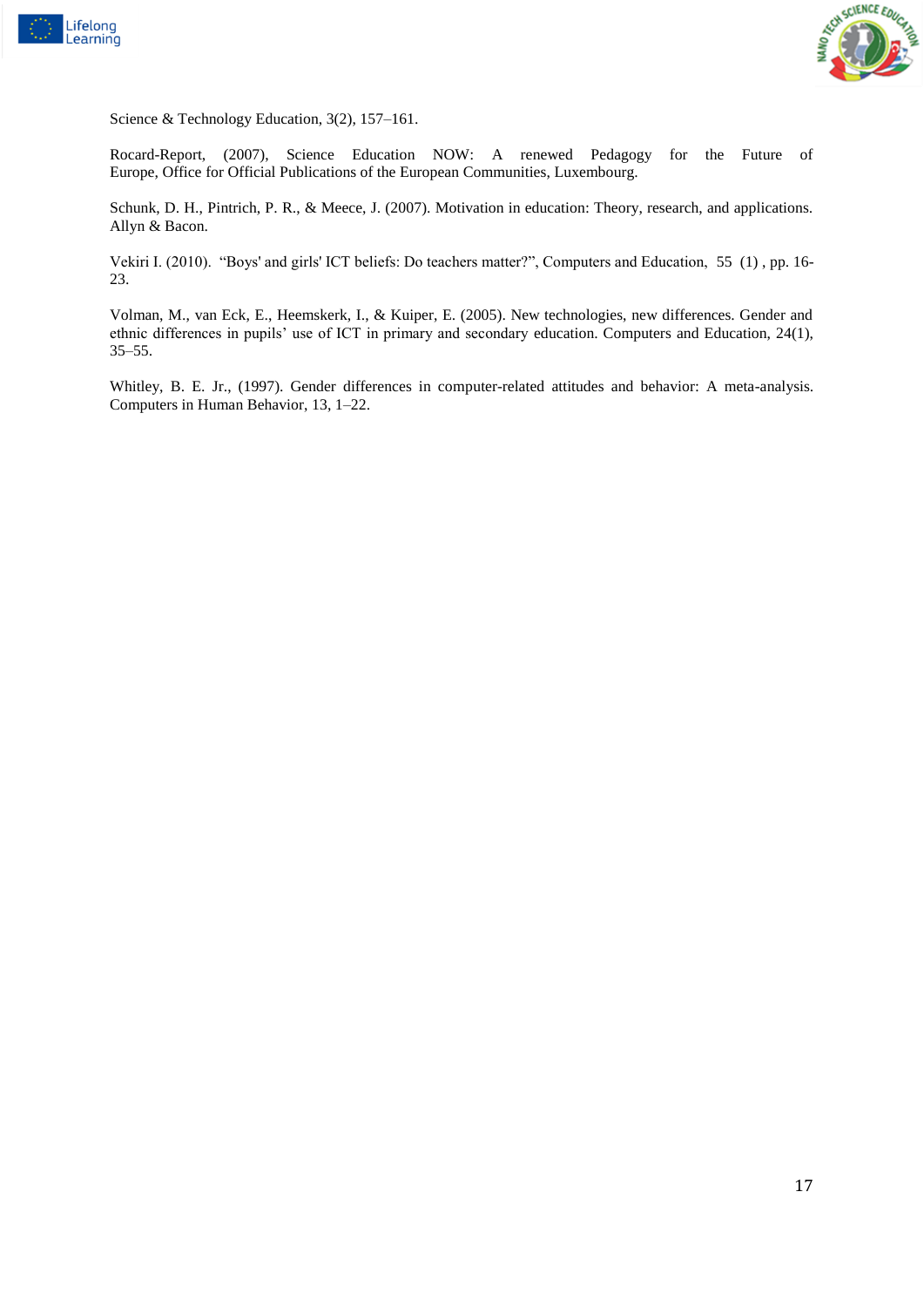Science & Technology Education, 3(2), 157–161.

Rocard-Report, (2007), Science Education NOW: A renewed Pedagogy for the Future of Europe, Office for Official Publications of the European Communities, Luxembourg.

Schunk, D. H., Pintrich, P. R., & Meece, J. (2007). Motivation in education: Theory, research, and applications. Allyn & Bacon.

Vekiri I. (2010). "Boys' and girls' ICT beliefs: Do teachers matter?", Computers and Education, 55 (1) , pp. 16-23.

Volman, M., van Eck, E., Heemskerk, I., & Kuiper, E. (2005). New technologies, new differences. Gender and ethnic differences in pupils' use of ICT in primary and secondary education. Computers and Education, 24(1), 35–55.

Whitley, B. E. Jr., (1997). Gender differences in computer-related attitudes and behavior: A meta-analysis. Computers in Human Behavior, 13, 1–22.